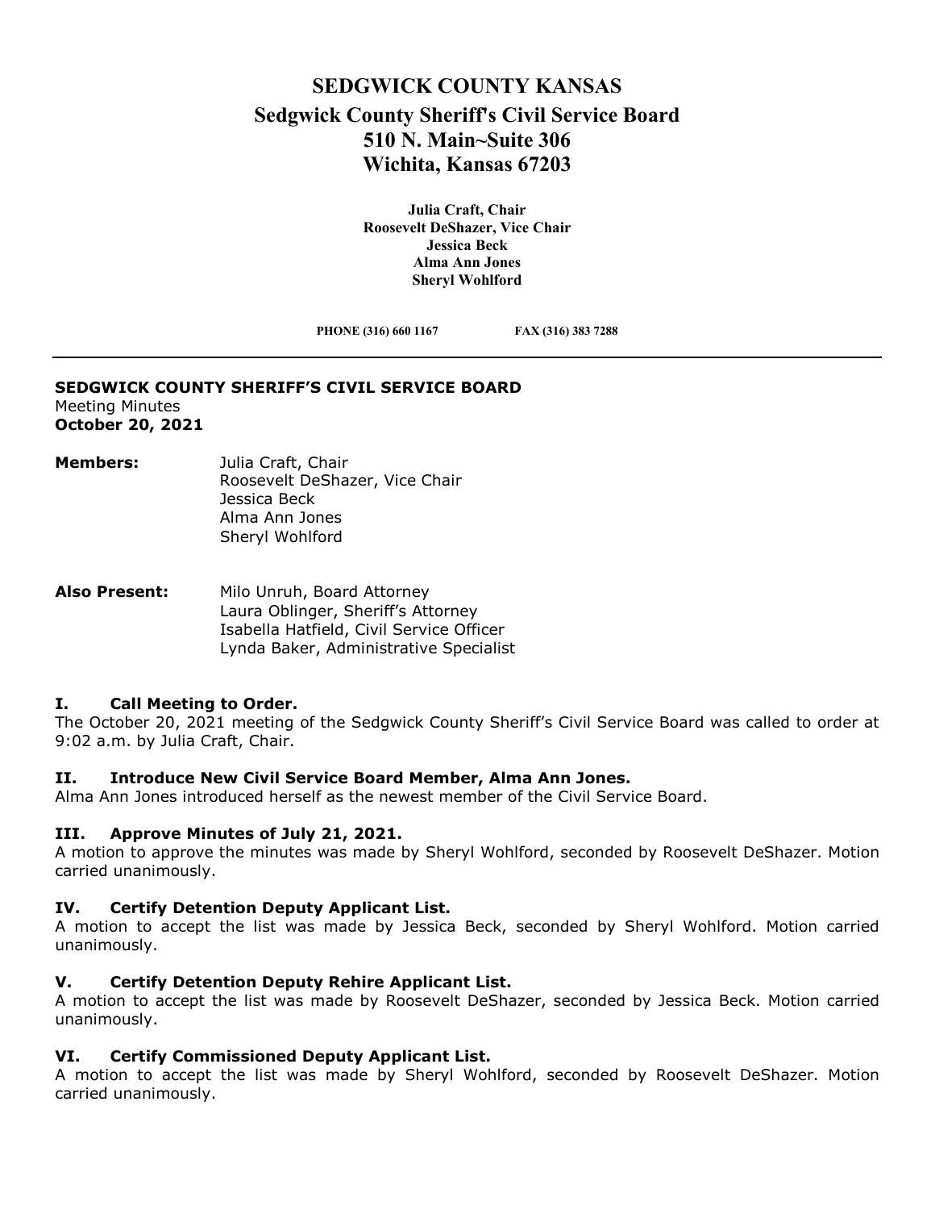# SEDGWICK COUNTY KANSAS

## Sedgwick County Sheriff's Civil Service Board

## 510 N. Main~Suite 306

## Wichita, Kansas 67203

**Julia Craft, Chair**
**Roosevelt DeShazer, Vice Chair**
**Jessica Beck**
**Alma Ann Jones**
**Sheryl Wohlford**

**PHONE (316) 660 1167** **FAX (316) 383 7288**

---

**SEDGWICK COUNTY SHERIFF'S CIVIL SERVICE BOARD**
Meeting Minutes
**October 20, 2021**

**Members:** Julia Craft, Chair
Roosevelt DeShazer, Vice Chair
Jessica Beck
Alma Ann Jones
Sheryl Wohlford

**Also Present:** Milo Unruh, Board Attorney
Laura Oblinger, Sheriff's Attorney
Isabella Hatfield, Civil Service Officer
Lynda Baker, Administrative Specialist

### I. Call Meeting to Order.

The October 20, 2021 meeting of the Sedgwick County Sheriff's Civil Service Board was called to order at 9:02 a.m. by Julia Craft, Chair.

### II. Introduce New Civil Service Board Member, Alma Ann Jones.

Alma Ann Jones introduced herself as the newest member of the Civil Service Board.

### III. Approve Minutes of July 21, 2021.

A motion to approve the minutes was made by Sheryl Wohlford, seconded by Roosevelt DeShazer. Motion carried unanimously.

### IV. Certify Detention Deputy Applicant List.

A motion to accept the list was made by Jessica Beck, seconded by Sheryl Wohlford. Motion carried unanimously.

### V. Certify Detention Deputy Rehire Applicant List.

A motion to accept the list was made by Roosevelt DeShazer, seconded by Jessica Beck. Motion carried unanimously.

### VI. Certify Commissioned Deputy Applicant List.

A motion to accept the list was made by Sheryl Wohlford, seconded by Roosevelt DeShazer. Motion carried unanimously.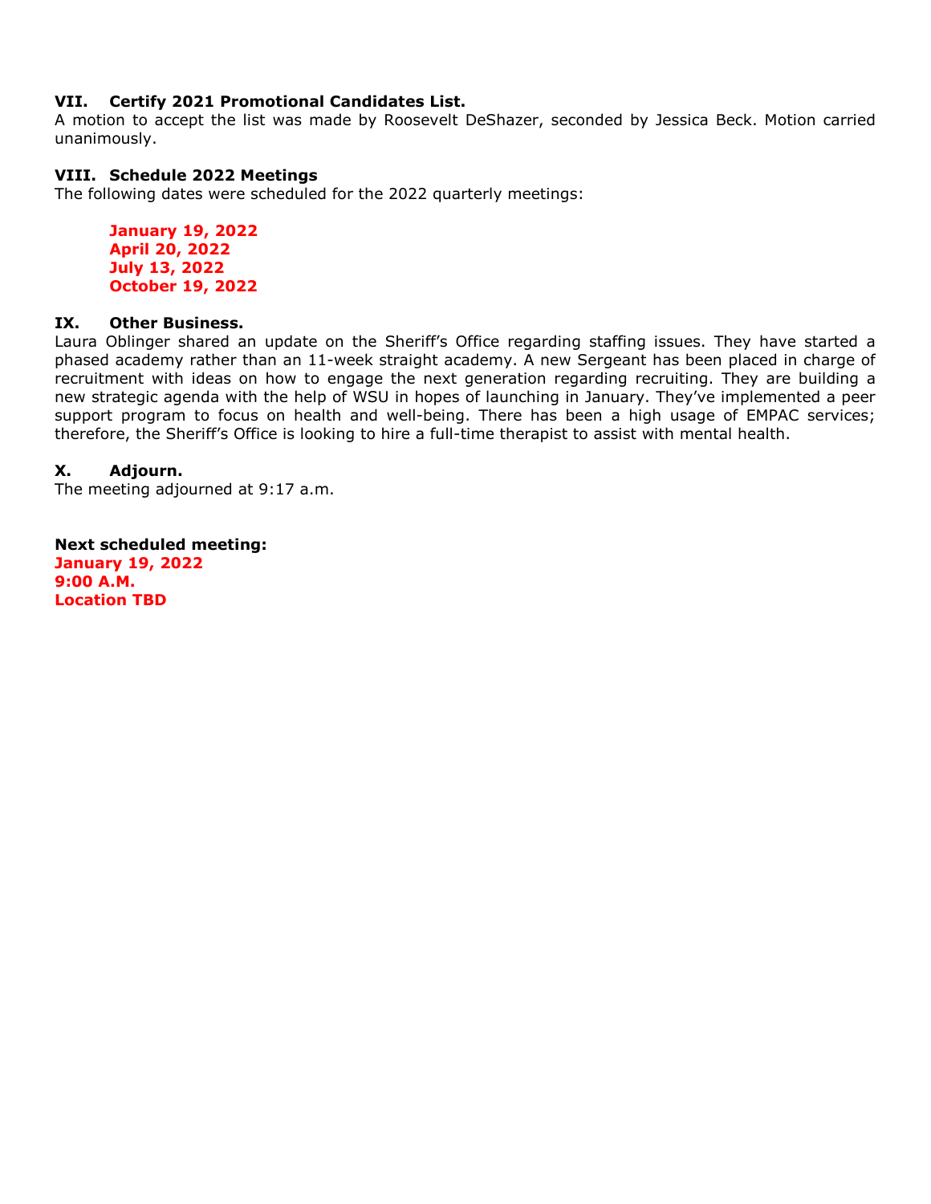### VII. Certify 2021 Promotional Candidates List.

A motion to accept the list was made by Roosevelt DeShazer, seconded by Jessica Beck. Motion carried unanimously.

### VIII. Schedule 2022 Meetings

The following dates were scheduled for the 2022 quarterly meetings:

**January 19, 2022**
**April 20, 2022**
**July 13, 2022**
**October 19, 2022**

### IX. Other Business.

Laura Oblinger shared an update on the Sheriff's Office regarding staffing issues. They have started a phased academy rather than an 11-week straight academy. A new Sergeant has been placed in charge of recruitment with ideas on how to engage the next generation regarding recruiting. They are building a new strategic agenda with the help of WSU in hopes of launching in January. They've implemented a peer support program to focus on health and well-being. There has been a high usage of EMPAC services; therefore, the Sheriff's Office is looking to hire a full-time therapist to assist with mental health.

### X. Adjourn.

The meeting adjourned at 9:17 a.m.

**Next scheduled meeting:**
**January 19, 2022**
**9:00 A.M.**
**Location TBD**